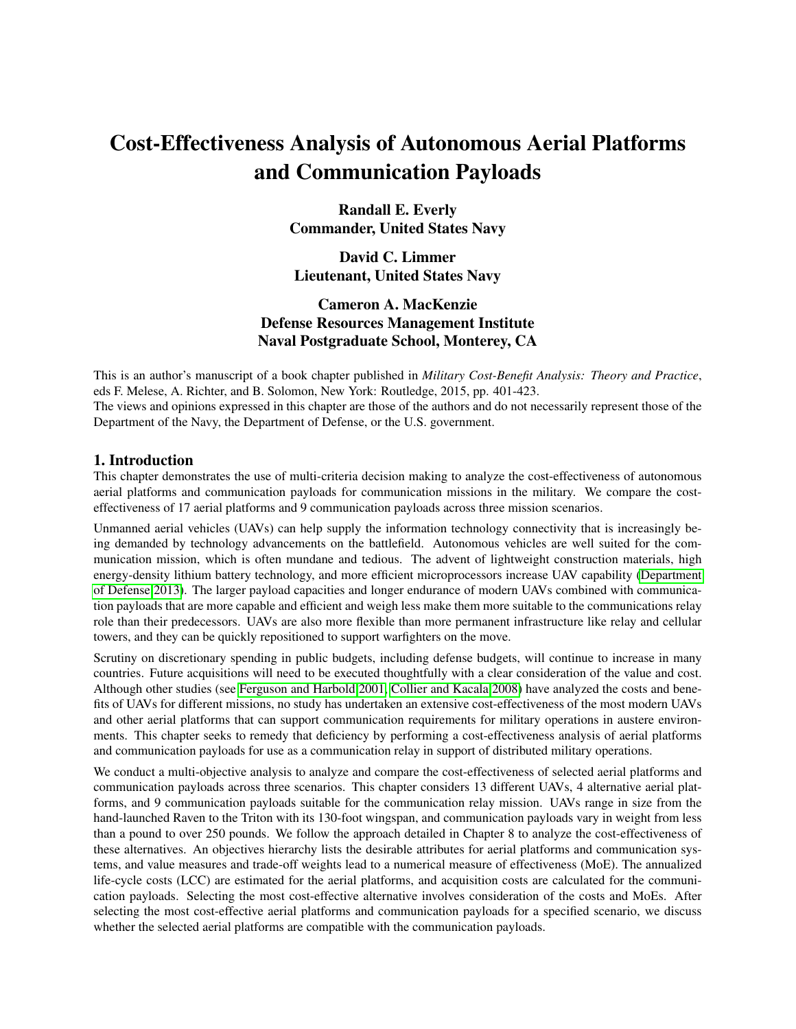# Cost-Effectiveness Analysis of Autonomous Aerial Platforms and Communication Payloads

**Randall E. Everly**
**Commander, United States Navy**

**David C. Limmer**
**Lieutenant, United States Navy**

**Cameron A. MacKenzie**
**Defense Resources Management Institute**
**Naval Postgraduate School, Monterey, CA**

This is an author's manuscript of a book chapter published in *Military Cost-Benefit Analysis: Theory and Practice*, eds F. Melese, A. Richter, and B. Solomon, New York: Routledge, 2015, pp. 401-423.
The views and opinions expressed in this chapter are those of the authors and do not necessarily represent those of the Department of the Navy, the Department of Defense, or the U.S. government.

## 1. Introduction

This chapter demonstrates the use of multi-criteria decision making to analyze the cost-effectiveness of autonomous aerial platforms and communication payloads for communication missions in the military. We compare the cost-effectiveness of 17 aerial platforms and 9 communication payloads across three mission scenarios.

Unmanned aerial vehicles (UAVs) can help supply the information technology connectivity that is increasingly being demanded by technology advancements on the battlefield. Autonomous vehicles are well suited for the communication mission, which is often mundane and tedious. The advent of lightweight construction materials, high energy-density lithium battery technology, and more efficient microprocessors increase UAV capability (Department of Defense 2013). The larger payload capacities and longer endurance of modern UAVs combined with communication payloads that are more capable and efficient and weigh less make them more suitable to the communications relay role than their predecessors. UAVs are also more flexible than more permanent infrastructure like relay and cellular towers, and they can be quickly repositioned to support warfighters on the move.

Scrutiny on discretionary spending in public budgets, including defense budgets, will continue to increase in many countries. Future acquisitions will need to be executed thoughtfully with a clear consideration of the value and cost. Although other studies (see Ferguson and Harbold 2001; Collier and Kacala 2008) have analyzed the costs and benefits of UAVs for different missions, no study has undertaken an extensive cost-effectiveness of the most modern UAVs and other aerial platforms that can support communication requirements for military operations in austere environments. This chapter seeks to remedy that deficiency by performing a cost-effectiveness analysis of aerial platforms and communication payloads for use as a communication relay in support of distributed military operations.

We conduct a multi-objective analysis to analyze and compare the cost-effectiveness of selected aerial platforms and communication payloads across three scenarios. This chapter considers 13 different UAVs, 4 alternative aerial platforms, and 9 communication payloads suitable for the communication relay mission. UAVs range in size from the hand-launched Raven to the Triton with its 130-foot wingspan, and communication payloads vary in weight from less than a pound to over 250 pounds. We follow the approach detailed in Chapter 8 to analyze the cost-effectiveness of these alternatives. An objectives hierarchy lists the desirable attributes for aerial platforms and communication systems, and value measures and trade-off weights lead to a numerical measure of effectiveness (MoE). The annualized life-cycle costs (LCC) are estimated for the aerial platforms, and acquisition costs are calculated for the communication payloads. Selecting the most cost-effective alternative involves consideration of the costs and MoEs. After selecting the most cost-effective aerial platforms and communication payloads for a specified scenario, we discuss whether the selected aerial platforms are compatible with the communication payloads.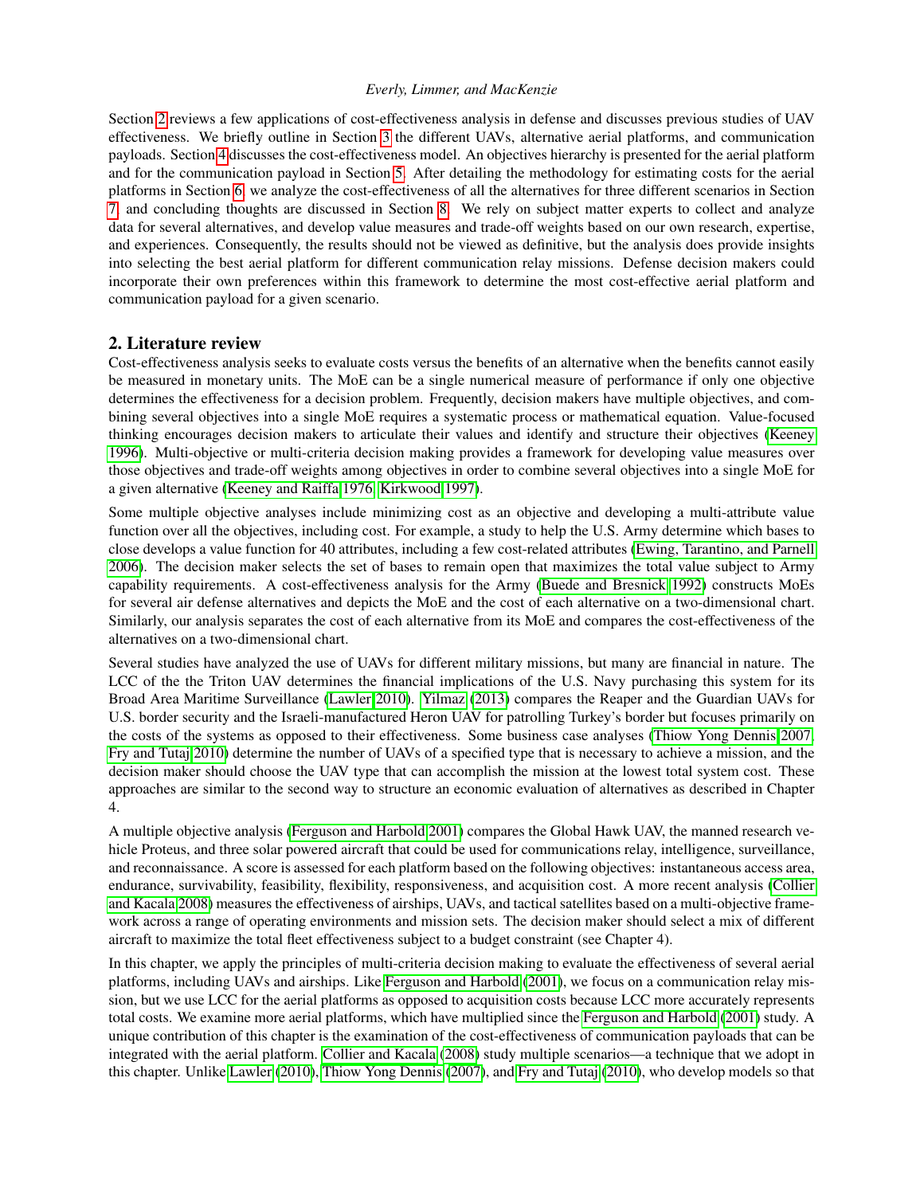Section 2 reviews a few applications of cost-effectiveness analysis in defense and discusses previous studies of UAV effectiveness. We briefly outline in Section 3 the different UAVs, alternative aerial platforms, and communication payloads. Section 4 discusses the cost-effectiveness model. An objectives hierarchy is presented for the aerial platform and for the communication payload in Section 5. After detailing the methodology for estimating costs for the aerial platforms in Section 6, we analyze the cost-effectiveness of all the alternatives for three different scenarios in Section 7, and concluding thoughts are discussed in Section 8. We rely on subject matter experts to collect and analyze data for several alternatives, and develop value measures and trade-off weights based on our own research, expertise, and experiences. Consequently, the results should not be viewed as definitive, but the analysis does provide insights into selecting the best aerial platform for different communication relay missions. Defense decision makers could incorporate their own preferences within this framework to determine the most cost-effective aerial platform and communication payload for a given scenario.

## 2. Literature review

Cost-effectiveness analysis seeks to evaluate costs versus the benefits of an alternative when the benefits cannot easily be measured in monetary units. The MoE can be a single numerical measure of performance if only one objective determines the effectiveness for a decision problem. Frequently, decision makers have multiple objectives, and combining several objectives into a single MoE requires a systematic process or mathematical equation. Value-focused thinking encourages decision makers to articulate their values and identify and structure their objectives (Keeney 1996). Multi-objective or multi-criteria decision making provides a framework for developing value measures over those objectives and trade-off weights among objectives in order to combine several objectives into a single MoE for a given alternative (Keeney and Raiffa 1976; Kirkwood 1997).

Some multiple objective analyses include minimizing cost as an objective and developing a multi-attribute value function over all the objectives, including cost. For example, a study to help the U.S. Army determine which bases to close develops a value function for 40 attributes, including a few cost-related attributes (Ewing, Tarantino, and Parnell 2006). The decision maker selects the set of bases to remain open that maximizes the total value subject to Army capability requirements. A cost-effectiveness analysis for the Army (Buede and Bresnick 1992) constructs MoEs for several air defense alternatives and depicts the MoE and the cost of each alternative on a two-dimensional chart. Similarly, our analysis separates the cost of each alternative from its MoE and compares the cost-effectiveness of the alternatives on a two-dimensional chart.

Several studies have analyzed the use of UAVs for different military missions, but many are financial in nature. The LCC of the the Triton UAV determines the financial implications of the U.S. Navy purchasing this system for its Broad Area Maritime Surveillance (Lawler 2010). Yilmaz (2013) compares the Reaper and the Guardian UAVs for U.S. border security and the Israeli-manufactured Heron UAV for patrolling Turkey's border but focuses primarily on the costs of the systems as opposed to their effectiveness. Some business case analyses (Thiow Yong Dennis 2007; Fry and Tutaj 2010) determine the number of UAVs of a specified type that is necessary to achieve a mission, and the decision maker should choose the UAV type that can accomplish the mission at the lowest total system cost. These approaches are similar to the second way to structure an economic evaluation of alternatives as described in Chapter 4.

A multiple objective analysis (Ferguson and Harbold 2001) compares the Global Hawk UAV, the manned research vehicle Proteus, and three solar powered aircraft that could be used for communications relay, intelligence, surveillance, and reconnaissance. A score is assessed for each platform based on the following objectives: instantaneous access area, endurance, survivability, feasibility, flexibility, responsiveness, and acquisition cost. A more recent analysis (Collier and Kacala 2008) measures the effectiveness of airships, UAVs, and tactical satellites based on a multi-objective framework across a range of operating environments and mission sets. The decision maker should select a mix of different aircraft to maximize the total fleet effectiveness subject to a budget constraint (see Chapter 4).

In this chapter, we apply the principles of multi-criteria decision making to evaluate the effectiveness of several aerial platforms, including UAVs and airships. Like Ferguson and Harbold (2001), we focus on a communication relay mission, but we use LCC for the aerial platforms as opposed to acquisition costs because LCC more accurately represents total costs. We examine more aerial platforms, which have multiplied since the Ferguson and Harbold (2001) study. A unique contribution of this chapter is the examination of the cost-effectiveness of communication payloads that can be integrated with the aerial platform. Collier and Kacala (2008) study multiple scenarios—a technique that we adopt in this chapter. Unlike Lawler (2010), Thiow Yong Dennis (2007), and Fry and Tutaj (2010), who develop models so that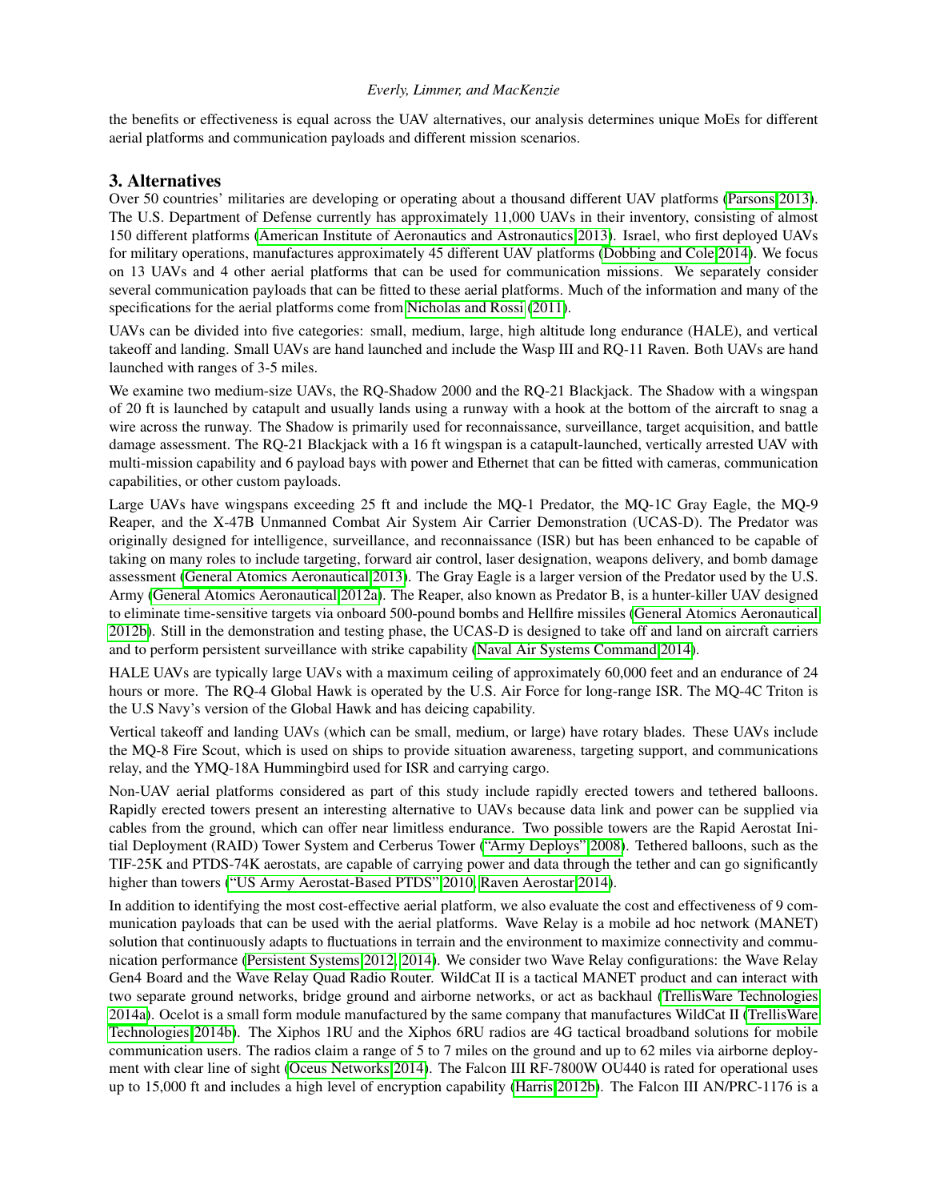the benefits or effectiveness is equal across the UAV alternatives, our analysis determines unique MoEs for different aerial platforms and communication payloads and different mission scenarios.

## 3. Alternatives

Over 50 countries' militaries are developing or operating about a thousand different UAV platforms (Parsons 2013). The U.S. Department of Defense currently has approximately 11,000 UAVs in their inventory, consisting of almost 150 different platforms (American Institute of Aeronautics and Astronautics 2013). Israel, who first deployed UAVs for military operations, manufactures approximately 45 different UAV platforms (Dobbing and Cole 2014). We focus on 13 UAVs and 4 other aerial platforms that can be used for communication missions. We separately consider several communication payloads that can be fitted to these aerial platforms. Much of the information and many of the specifications for the aerial platforms come from Nicholas and Rossi (2011).

UAVs can be divided into five categories: small, medium, large, high altitude long endurance (HALE), and vertical takeoff and landing. Small UAVs are hand launched and include the Wasp III and RQ-11 Raven. Both UAVs are hand launched with ranges of 3-5 miles.

We examine two medium-size UAVs, the RQ-Shadow 2000 and the RQ-21 Blackjack. The Shadow with a wingspan of 20 ft is launched by catapult and usually lands using a runway with a hook at the bottom of the aircraft to snag a wire across the runway. The Shadow is primarily used for reconnaissance, surveillance, target acquisition, and battle damage assessment. The RQ-21 Blackjack with a 16 ft wingspan is a catapult-launched, vertically arrested UAV with multi-mission capability and 6 payload bays with power and Ethernet that can be fitted with cameras, communication capabilities, or other custom payloads.

Large UAVs have wingspans exceeding 25 ft and include the MQ-1 Predator, the MQ-1C Gray Eagle, the MQ-9 Reaper, and the X-47B Unmanned Combat Air System Air Carrier Demonstration (UCAS-D). The Predator was originally designed for intelligence, surveillance, and reconnaissance (ISR) but has been enhanced to be capable of taking on many roles to include targeting, forward air control, laser designation, weapons delivery, and bomb damage assessment (General Atomics Aeronautical 2013). The Gray Eagle is a larger version of the Predator used by the U.S. Army (General Atomics Aeronautical 2012a). The Reaper, also known as Predator B, is a hunter-killer UAV designed to eliminate time-sensitive targets via onboard 500-pound bombs and Hellfire missiles (General Atomics Aeronautical 2012b). Still in the demonstration and testing phase, the UCAS-D is designed to take off and land on aircraft carriers and to perform persistent surveillance with strike capability (Naval Air Systems Command 2014).

HALE UAVs are typically large UAVs with a maximum ceiling of approximately 60,000 feet and an endurance of 24 hours or more. The RQ-4 Global Hawk is operated by the U.S. Air Force for long-range ISR. The MQ-4C Triton is the U.S Navy's version of the Global Hawk and has deicing capability.

Vertical takeoff and landing UAVs (which can be small, medium, or large) have rotary blades. These UAVs include the MQ-8 Fire Scout, which is used on ships to provide situation awareness, targeting support, and communications relay, and the YMQ-18A Hummingbird used for ISR and carrying cargo.

Non-UAV aerial platforms considered as part of this study include rapidly erected towers and tethered balloons. Rapidly erected towers present an interesting alternative to UAVs because data link and power can be supplied via cables from the ground, which can offer near limitless endurance. Two possible towers are the Rapid Aerostat Initial Deployment (RAID) Tower System and Cerberus Tower ("Army Deploys" 2008). Tethered balloons, such as the TIF-25K and PTDS-74K aerostats, are capable of carrying power and data through the tether and can go significantly higher than towers ("US Army Aerostat-Based PTDS" 2010, Raven Aerostar 2014).

In addition to identifying the most cost-effective aerial platform, we also evaluate the cost and effectiveness of 9 communication payloads that can be used with the aerial platforms. Wave Relay is a mobile ad hoc network (MANET) solution that continuously adapts to fluctuations in terrain and the environment to maximize connectivity and communication performance (Persistent Systems 2012, 2014). We consider two Wave Relay configurations: the Wave Relay Gen4 Board and the Wave Relay Quad Radio Router. WildCat II is a tactical MANET product and can interact with two separate ground networks, bridge ground and airborne networks, or act as backhaul (TrellisWare Technologies 2014a). Ocelot is a small form module manufactured by the same company that manufactures WildCat II (TrellisWare Technologies 2014b). The Xiphos 1RU and the Xiphos 6RU radios are 4G tactical broadband solutions for mobile communication users. The radios claim a range of 5 to 7 miles on the ground and up to 62 miles via airborne deployment with clear line of sight (Oceus Networks 2014). The Falcon III RF-7800W OU440 is rated for operational uses up to 15,000 ft and includes a high level of encryption capability (Harris 2012b). The Falcon III AN/PRC-1176 is a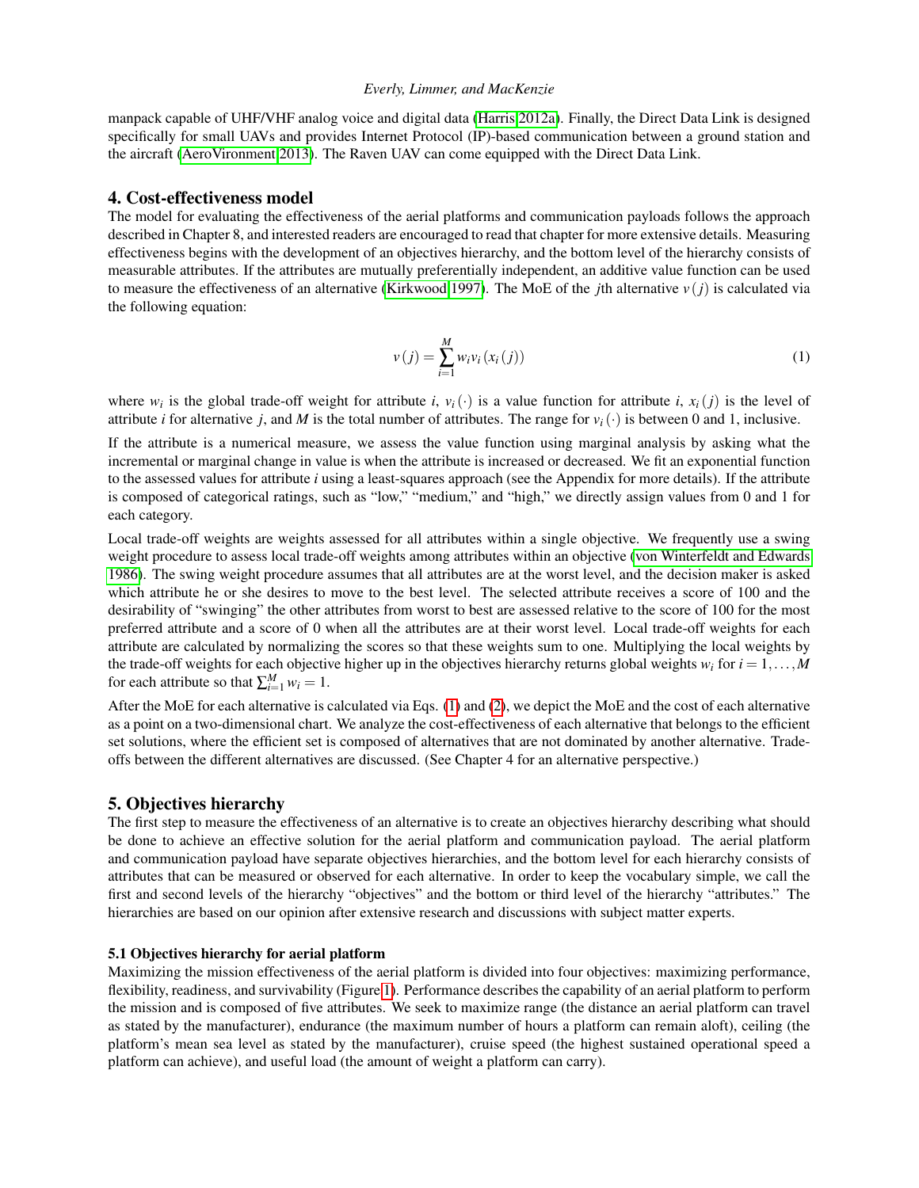manpack capable of UHF/VHF analog voice and digital data (Harris 2012a). Finally, the Direct Data Link is designed specifically for small UAVs and provides Internet Protocol (IP)-based communication between a ground station and the aircraft (AeroVironment 2013). The Raven UAV can come equipped with the Direct Data Link.

## 4. Cost-effectiveness model

The model for evaluating the effectiveness of the aerial platforms and communication payloads follows the approach described in Chapter 8, and interested readers are encouraged to read that chapter for more extensive details. Measuring effectiveness begins with the development of an objectives hierarchy, and the bottom level of the hierarchy consists of measurable attributes. If the attributes are mutually preferentially independent, an additive value function can be used to measure the effectiveness of an alternative (Kirkwood 1997). The MoE of the $j$th alternative $v(j)$ is calculated via the following equation:

$$v(j) = \sum_{i=1}^{M} w_i v_i(x_i(j)) \tag{1}$$

where $w_i$ is the global trade-off weight for attribute $i$, $v_i(\cdot)$ is a value function for attribute $i$, $x_i(j)$ is the level of attribute $i$ for alternative $j$, and $M$ is the total number of attributes. The range for $v_i(\cdot)$ is between 0 and 1, inclusive.

If the attribute is a numerical measure, we assess the value function using marginal analysis by asking what the incremental or marginal change in value is when the attribute is increased or decreased. We fit an exponential function to the assessed values for attribute $i$ using a least-squares approach (see the Appendix for more details). If the attribute is composed of categorical ratings, such as "low," "medium," and "high," we directly assign values from 0 and 1 for each category.

Local trade-off weights are weights assessed for all attributes within a single objective. We frequently use a swing weight procedure to assess local trade-off weights among attributes within an objective (von Winterfeldt and Edwards 1986). The swing weight procedure assumes that all attributes are at the worst level, and the decision maker is asked which attribute he or she desires to move to the best level. The selected attribute receives a score of 100 and the desirability of "swinging" the other attributes from worst to best are assessed relative to the score of 100 for the most preferred attribute and a score of 0 when all the attributes are at their worst level. Local trade-off weights for each attribute are calculated by normalizing the scores so that these weights sum to one. Multiplying the local weights by the trade-off weights for each objective higher up in the objectives hierarchy returns global weights $w_i$ for $i = 1, \ldots, M$ for each attribute so that $\sum_{i=1}^{M} w_i = 1$.

After the MoE for each alternative is calculated via Eqs. (1) and (2), we depict the MoE and the cost of each alternative as a point on a two-dimensional chart. We analyze the cost-effectiveness of each alternative that belongs to the efficient set solutions, where the efficient set is composed of alternatives that are not dominated by another alternative. Trade-offs between the different alternatives are discussed. (See Chapter 4 for an alternative perspective.)

## 5. Objectives hierarchy

The first step to measure the effectiveness of an alternative is to create an objectives hierarchy describing what should be done to achieve an effective solution for the aerial platform and communication payload. The aerial platform and communication payload have separate objectives hierarchies, and the bottom level for each hierarchy consists of attributes that can be measured or observed for each alternative. In order to keep the vocabulary simple, we call the first and second levels of the hierarchy "objectives" and the bottom or third level of the hierarchy "attributes." The hierarchies are based on our opinion after extensive research and discussions with subject matter experts.

### 5.1 Objectives hierarchy for aerial platform

Maximizing the mission effectiveness of the aerial platform is divided into four objectives: maximizing performance, flexibility, readiness, and survivability (Figure 1). Performance describes the capability of an aerial platform to perform the mission and is composed of five attributes. We seek to maximize range (the distance an aerial platform can travel as stated by the manufacturer), endurance (the maximum number of hours a platform can remain aloft), ceiling (the platform's mean sea level as stated by the manufacturer), cruise speed (the highest sustained operational speed a platform can achieve), and useful load (the amount of weight a platform can carry).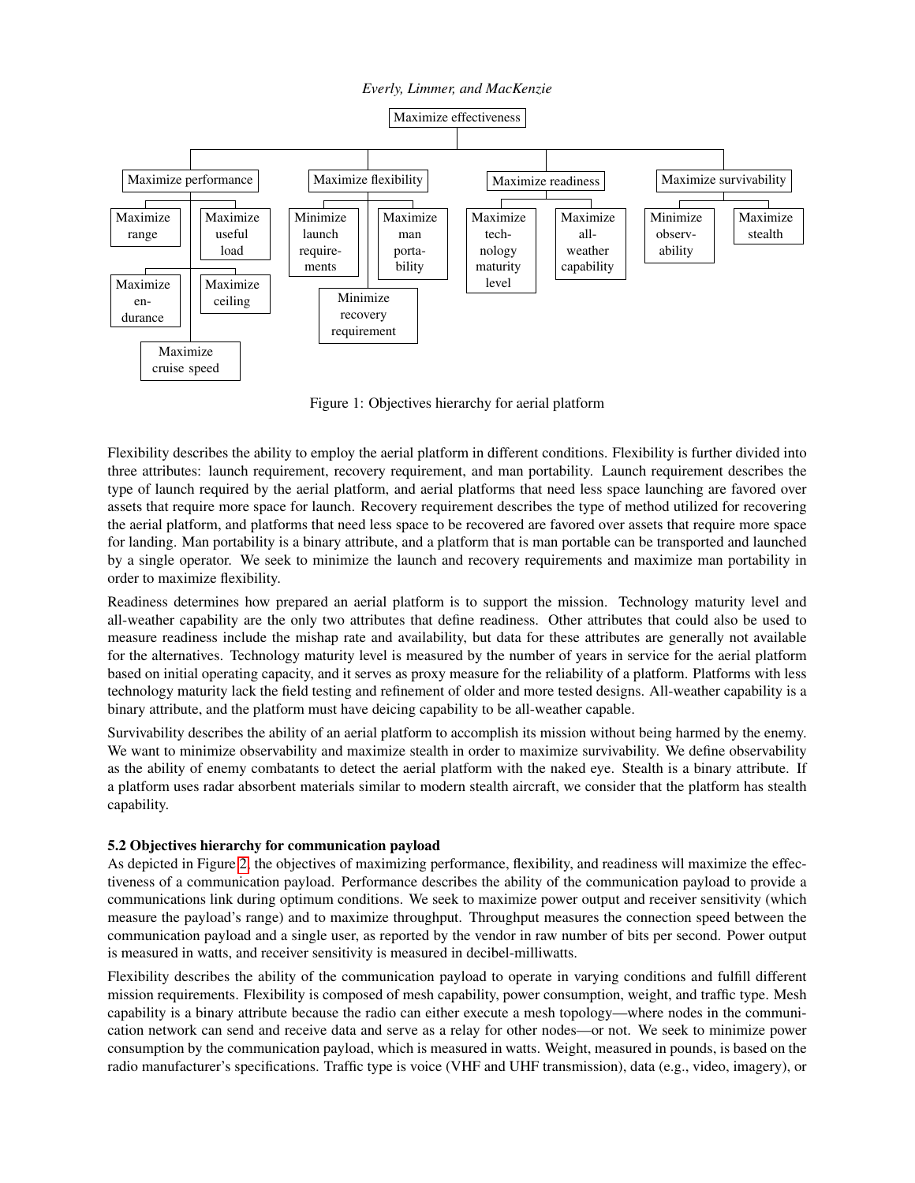- Maximize effectiveness
  - Maximize performance
    - Maximize range
    - Maximize useful load
    - Maximize endurance
    - Maximize ceiling
    - Maximize cruise speed
  - Maximize flexibility
    - Minimize launch requirements
    - Maximize man portability
    - Minimize recovery requirement
  - Maximize readiness
    - Maximize technology maturity level
    - Maximize all-weather capability
  - Maximize survivability
    - Minimize observability
    - Maximize stealth

Figure 1: Objectives hierarchy for aerial platform

Flexibility describes the ability to employ the aerial platform in different conditions. Flexibility is further divided into three attributes: launch requirement, recovery requirement, and man portability. Launch requirement describes the type of launch required by the aerial platform, and aerial platforms that need less space launching are favored over assets that require more space for launch. Recovery requirement describes the type of method utilized for recovering the aerial platform, and platforms that need less space to be recovered are favored over assets that require more space for landing. Man portability is a binary attribute, and a platform that is man portable can be transported and launched by a single operator. We seek to minimize the launch and recovery requirements and maximize man portability in order to maximize flexibility.

Readiness determines how prepared an aerial platform is to support the mission. Technology maturity level and all-weather capability are the only two attributes that define readiness. Other attributes that could also be used to measure readiness include the mishap rate and availability, but data for these attributes are generally not available for the alternatives. Technology maturity level is measured by the number of years in service for the aerial platform based on initial operating capacity, and it serves as proxy measure for the reliability of a platform. Platforms with less technology maturity lack the field testing and refinement of older and more tested designs. All-weather capability is a binary attribute, and the platform must have deicing capability to be all-weather capable.

Survivability describes the ability of an aerial platform to accomplish its mission without being harmed by the enemy. We want to minimize observability and maximize stealth in order to maximize survivability. We define observability as the ability of enemy combatants to detect the aerial platform with the naked eye. Stealth is a binary attribute. If a platform uses radar absorbent materials similar to modern stealth aircraft, we consider that the platform has stealth capability.

### 5.2 Objectives hierarchy for communication payload

As depicted in Figure 2, the objectives of maximizing performance, flexibility, and readiness will maximize the effectiveness of a communication payload. Performance describes the ability of the communication payload to provide a communications link during optimum conditions. We seek to maximize power output and receiver sensitivity (which measure the payload's range) and to maximize throughput. Throughput measures the connection speed between the communication payload and a single user, as reported by the vendor in raw number of bits per second. Power output is measured in watts, and receiver sensitivity is measured in decibel-milliwatts.

Flexibility describes the ability of the communication payload to operate in varying conditions and fulfill different mission requirements. Flexibility is composed of mesh capability, power consumption, weight, and traffic type. Mesh capability is a binary attribute because the radio can either execute a mesh topology—where nodes in the communication network can send and receive data and serve as a relay for other nodes—or not. We seek to minimize power consumption by the communication payload, which is measured in watts. Weight, measured in pounds, is based on the radio manufacturer's specifications. Traffic type is voice (VHF and UHF transmission), data (e.g., video, imagery), or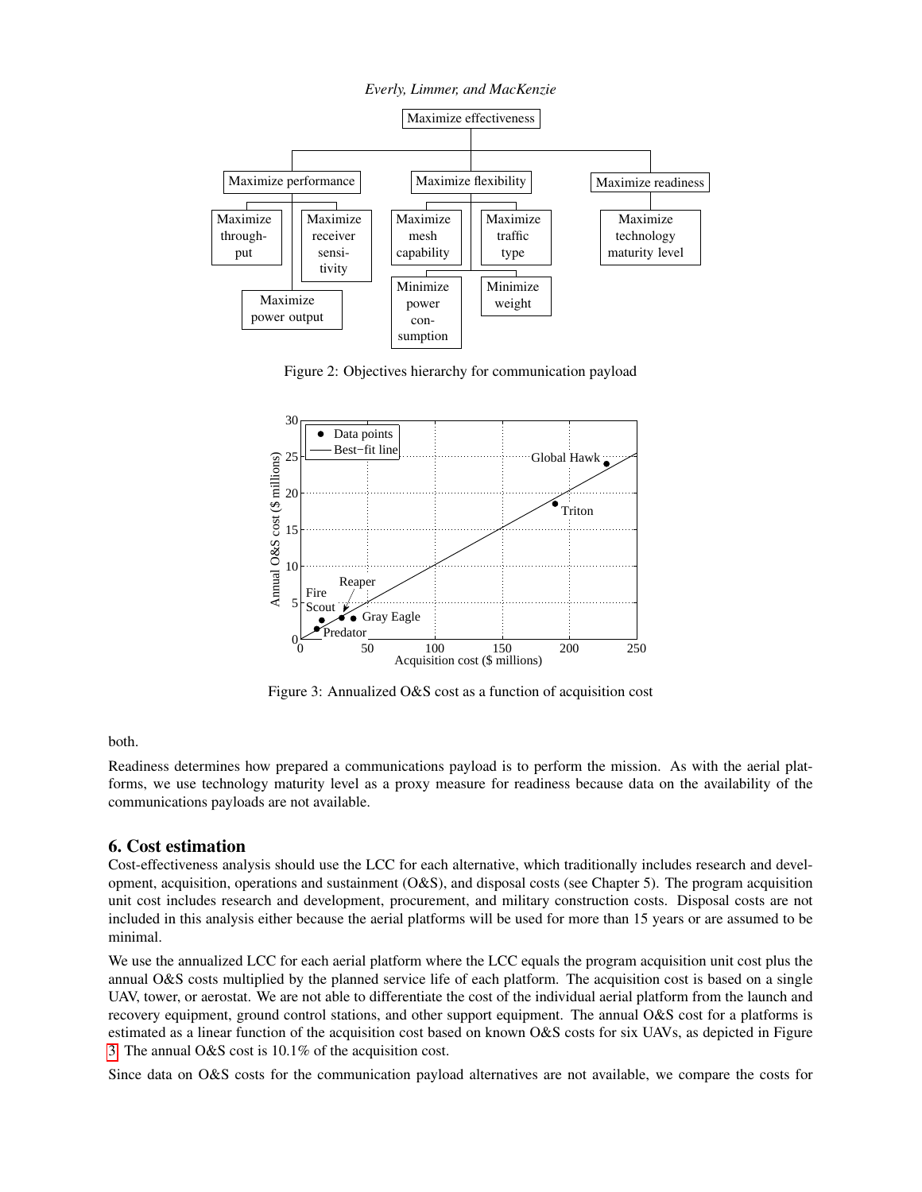Figure 2: Objectives hierarchy for communication payload

Figure 3: Annualized O&S cost as a function of acquisition cost

both.

Readiness determines how prepared a communications payload is to perform the mission. As with the aerial platforms, we use technology maturity level as a proxy measure for readiness because data on the availability of the communications payloads are not available.

## 6. Cost estimation

Cost-effectiveness analysis should use the LCC for each alternative, which traditionally includes research and development, acquisition, operations and sustainment (O&S), and disposal costs (see Chapter 5). The program acquisition unit cost includes research and development, procurement, and military construction costs. Disposal costs are not included in this analysis either because the aerial platforms will be used for more than 15 years or are assumed to be minimal.

We use the annualized LCC for each aerial platform where the LCC equals the program acquisition unit cost plus the annual O&S costs multiplied by the planned service life of each platform. The acquisition cost is based on a single UAV, tower, or aerostat. We are not able to differentiate the cost of the individual aerial platform from the launch and recovery equipment, ground control stations, and other support equipment. The annual O&S cost for a platforms is estimated as a linear function of the acquisition cost based on known O&S costs for six UAVs, as depicted in Figure 3. The annual O&S cost is 10.1% of the acquisition cost.

Since data on O&S costs for the communication payload alternatives are not available, we compare the costs for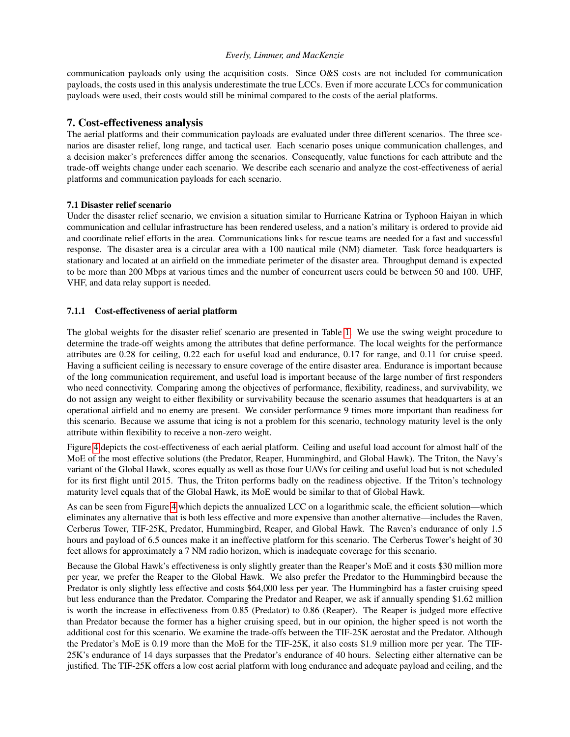communication payloads only using the acquisition costs. Since O&S costs are not included for communication payloads, the costs used in this analysis underestimate the true LCCs. Even if more accurate LCCs for communication payloads were used, their costs would still be minimal compared to the costs of the aerial platforms.

## 7. Cost-effectiveness analysis

The aerial platforms and their communication payloads are evaluated under three different scenarios. The three scenarios are disaster relief, long range, and tactical user. Each scenario poses unique communication challenges, and a decision maker's preferences differ among the scenarios. Consequently, value functions for each attribute and the trade-off weights change under each scenario. We describe each scenario and analyze the cost-effectiveness of aerial platforms and communication payloads for each scenario.

### 7.1 Disaster relief scenario

Under the disaster relief scenario, we envision a situation similar to Hurricane Katrina or Typhoon Haiyan in which communication and cellular infrastructure has been rendered useless, and a nation's military is ordered to provide aid and coordinate relief efforts in the area. Communications links for rescue teams are needed for a fast and successful response. The disaster area is a circular area with a 100 nautical mile (NM) diameter. Task force headquarters is stationary and located at an airfield on the immediate perimeter of the disaster area. Throughput demand is expected to be more than 200 Mbps at various times and the number of concurrent users could be between 50 and 100. UHF, VHF, and data relay support is needed.

#### 7.1.1 Cost-effectiveness of aerial platform

The global weights for the disaster relief scenario are presented in Table 1. We use the swing weight procedure to determine the trade-off weights among the attributes that define performance. The local weights for the performance attributes are 0.28 for ceiling, 0.22 each for useful load and endurance, 0.17 for range, and 0.11 for cruise speed. Having a sufficient ceiling is necessary to ensure coverage of the entire disaster area. Endurance is important because of the long communication requirement, and useful load is important because of the large number of first responders who need connectivity. Comparing among the objectives of performance, flexibility, readiness, and survivability, we do not assign any weight to either flexibility or survivability because the scenario assumes that headquarters is at an operational airfield and no enemy are present. We consider performance 9 times more important than readiness for this scenario. Because we assume that icing is not a problem for this scenario, technology maturity level is the only attribute within flexibility to receive a non-zero weight.

Figure 4 depicts the cost-effectiveness of each aerial platform. Ceiling and useful load account for almost half of the MoE of the most effective solutions (the Predator, Reaper, Hummingbird, and Global Hawk). The Triton, the Navy's variant of the Global Hawk, scores equally as well as those four UAVs for ceiling and useful load but is not scheduled for its first flight until 2015. Thus, the Triton performs badly on the readiness objective. If the Triton's technology maturity level equals that of the Global Hawk, its MoE would be similar to that of Global Hawk.

As can be seen from Figure 4 which depicts the annualized LCC on a logarithmic scale, the efficient solution—which eliminates any alternative that is both less effective and more expensive than another alternative—includes the Raven, Cerberus Tower, TIF-25K, Predator, Hummingbird, Reaper, and Global Hawk. The Raven's endurance of only 1.5 hours and payload of 6.5 ounces make it an ineffective platform for this scenario. The Cerberus Tower's height of 30 feet allows for approximately a 7 NM radio horizon, which is inadequate coverage for this scenario.

Because the Global Hawk's effectiveness is only slightly greater than the Reaper's MoE and it costs $30 million more per year, we prefer the Reaper to the Global Hawk. We also prefer the Predator to the Hummingbird because the Predator is only slightly less effective and costs $64,000 less per year. The Hummingbird has a faster cruising speed but less endurance than the Predator. Comparing the Predator and Reaper, we ask if annually spending $1.62 million is worth the increase in effectiveness from 0.85 (Predator) to 0.86 (Reaper). The Reaper is judged more effective than Predator because the former has a higher cruising speed, but in our opinion, the higher speed is not worth the additional cost for this scenario. We examine the trade-offs between the TIF-25K aerostat and the Predator. Although the Predator's MoE is 0.19 more than the MoE for the TIF-25K, it also costs $1.9 million more per year. The TIF-25K's endurance of 14 days surpasses that the Predator's endurance of 40 hours. Selecting either alternative can be justified. The TIF-25K offers a low cost aerial platform with long endurance and adequate payload and ceiling, and the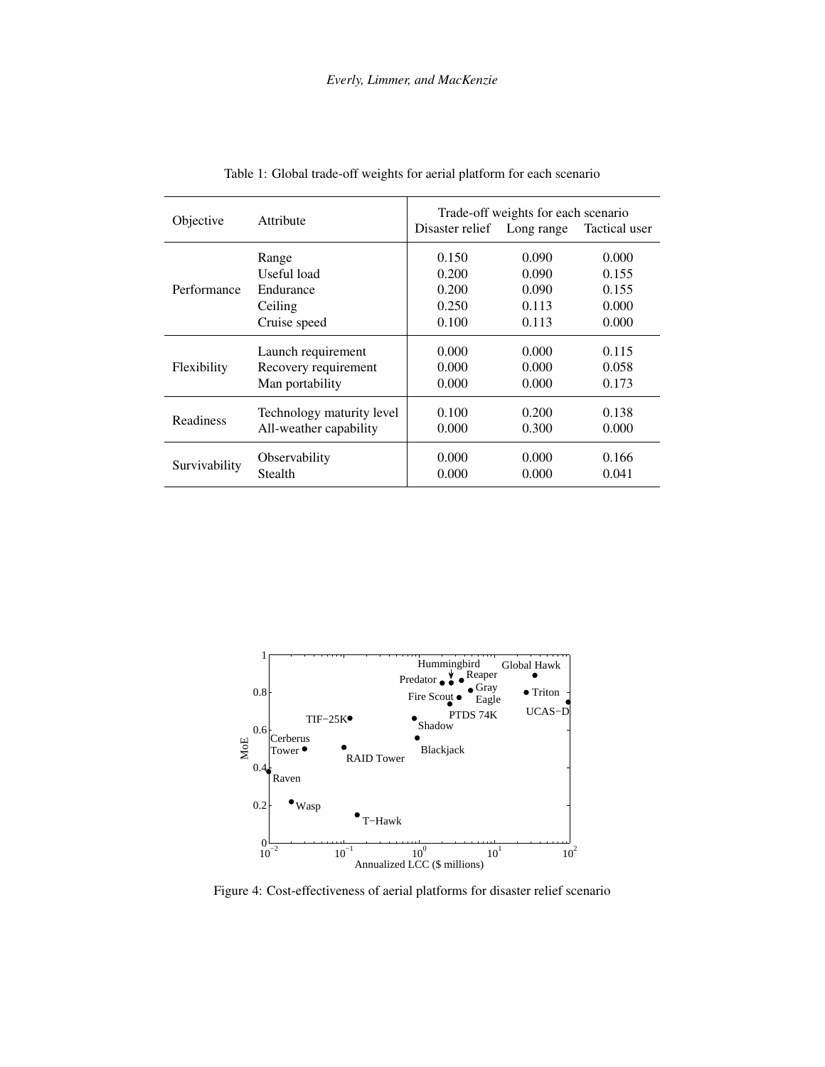Table 1: Global trade-off weights for aerial platform for each scenario

| Objective | Attribute | Trade-off weights for each scenario | | |
|---|---|---|---|---|
| | | Disaster relief | Long range | Tactical user |
| Performance | Range | 0.150 | 0.090 | 0.000 |
| | Useful load | 0.200 | 0.090 | 0.155 |
| | Endurance | 0.200 | 0.090 | 0.155 |
| | Ceiling | 0.250 | 0.113 | 0.000 |
| | Cruise speed | 0.100 | 0.113 | 0.000 |
| Flexibility | Launch requirement | 0.000 | 0.000 | 0.115 |
| | Recovery requirement | 0.000 | 0.000 | 0.058 |
| | Man portability | 0.000 | 0.000 | 0.173 |
| Readiness | Technology maturity level | 0.100 | 0.200 | 0.138 |
| | All-weather capability | 0.000 | 0.300 | 0.000 |
| Survivability | Observability | 0.000 | 0.000 | 0.166 |
| | Stealth | 0.000 | 0.000 | 0.041 |

Figure 4: Cost-effectiveness of aerial platforms for disaster relief scenario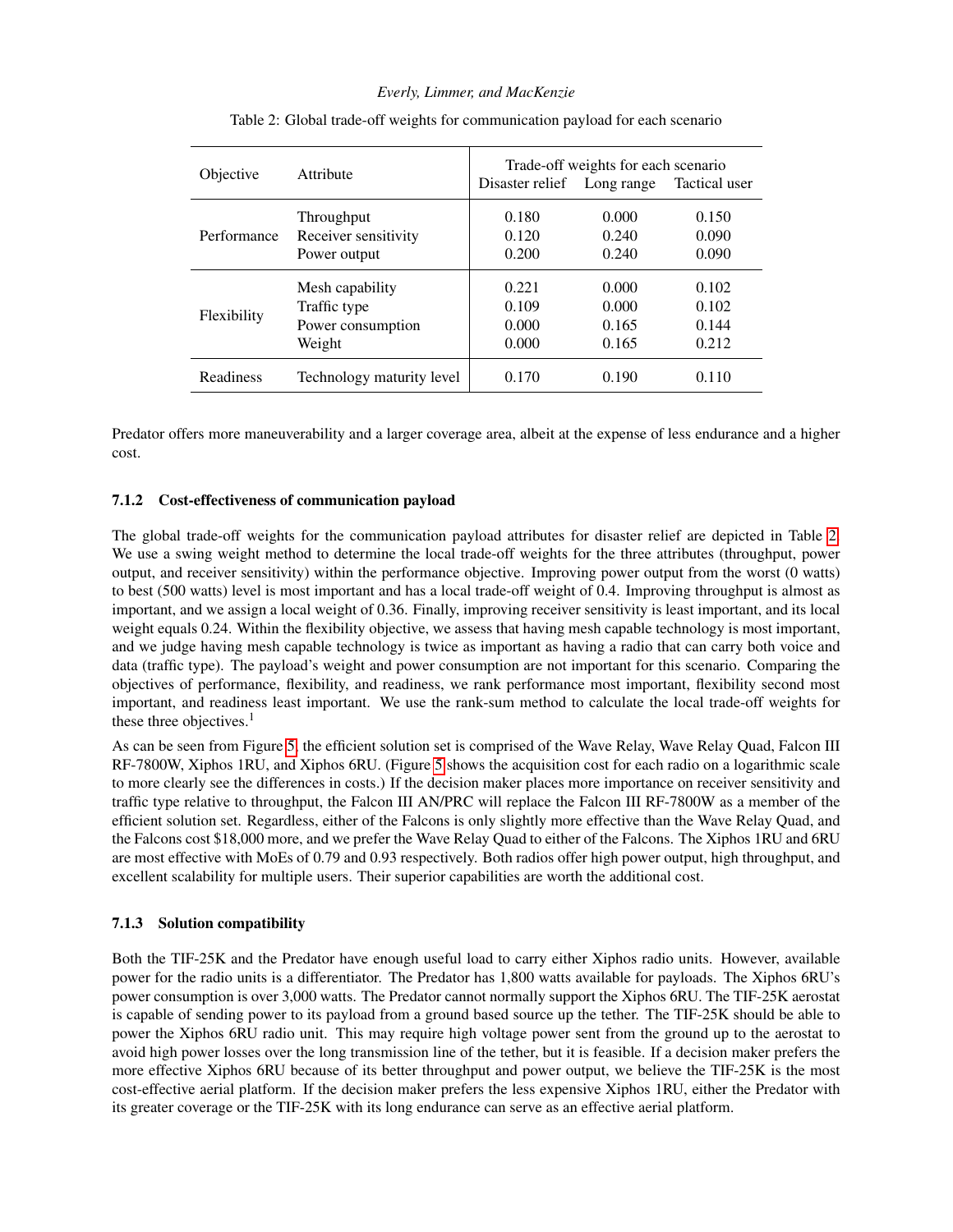Table 2: Global trade-off weights for communication payload for each scenario

| Objective | Attribute | Trade-off weights for each scenario | | |
|---|---|---|---|---|
| | | Disaster relief | Long range | Tactical user |
| Performance | Throughput | 0.180 | 0.000 | 0.150 |
| | Receiver sensitivity | 0.120 | 0.240 | 0.090 |
| | Power output | 0.200 | 0.240 | 0.090 |
| Flexibility | Mesh capability | 0.221 | 0.000 | 0.102 |
| | Traffic type | 0.109 | 0.000 | 0.102 |
| | Power consumption | 0.000 | 0.165 | 0.144 |
| | Weight | 0.000 | 0.165 | 0.212 |
| Readiness | Technology maturity level | 0.170 | 0.190 | 0.110 |

Predator offers more maneuverability and a larger coverage area, albeit at the expense of less endurance and a higher cost.

#### 7.1.2 Cost-effectiveness of communication payload

The global trade-off weights for the communication payload attributes for disaster relief are depicted in Table 2. We use a swing weight method to determine the local trade-off weights for the three attributes (throughput, power output, and receiver sensitivity) within the performance objective. Improving power output from the worst (0 watts) to best (500 watts) level is most important and has a local trade-off weight of 0.4. Improving throughput is almost as important, and we assign a local weight of 0.36. Finally, improving receiver sensitivity is least important, and its local weight equals 0.24. Within the flexibility objective, we assess that having mesh capable technology is most important, and we judge having mesh capable technology is twice as important as having a radio that can carry both voice and data (traffic type). The payload's weight and power consumption are not important for this scenario. Comparing the objectives of performance, flexibility, and readiness, we rank performance most important, flexibility second most important, and readiness least important. We use the rank-sum method to calculate the local trade-off weights for these three objectives.[1]

As can be seen from Figure 5, the efficient solution set is comprised of the Wave Relay, Wave Relay Quad, Falcon III RF-7800W, Xiphos 1RU, and Xiphos 6RU. (Figure 5 shows the acquisition cost for each radio on a logarithmic scale to more clearly see the differences in costs.) If the decision maker places more importance on receiver sensitivity and traffic type relative to throughput, the Falcon III AN/PRC will replace the Falcon III RF-7800W as a member of the efficient solution set. Regardless, either of the Falcons is only slightly more effective than the Wave Relay Quad, and the Falcons cost $18,000 more, and we prefer the Wave Relay Quad to either of the Falcons. The Xiphos 1RU and 6RU are most effective with MoEs of 0.79 and 0.93 respectively. Both radios offer high power output, high throughput, and excellent scalability for multiple users. Their superior capabilities are worth the additional cost.

#### 7.1.3 Solution compatibility

Both the TIF-25K and the Predator have enough useful load to carry either Xiphos radio units. However, available power for the radio units is a differentiator. The Predator has 1,800 watts available for payloads. The Xiphos 6RU's power consumption is over 3,000 watts. The Predator cannot normally support the Xiphos 6RU. The TIF-25K aerostat is capable of sending power to its payload from a ground based source up the tether. The TIF-25K should be able to power the Xiphos 6RU radio unit. This may require high voltage power sent from the ground up to the aerostat to avoid high power losses over the long transmission line of the tether, but it is feasible. If a decision maker prefers the more effective Xiphos 6RU because of its better throughput and power output, we believe the TIF-25K is the most cost-effective aerial platform. If the decision maker prefers the less expensive Xiphos 1RU, either the Predator with its greater coverage or the TIF-25K with its long endurance can serve as an effective aerial platform.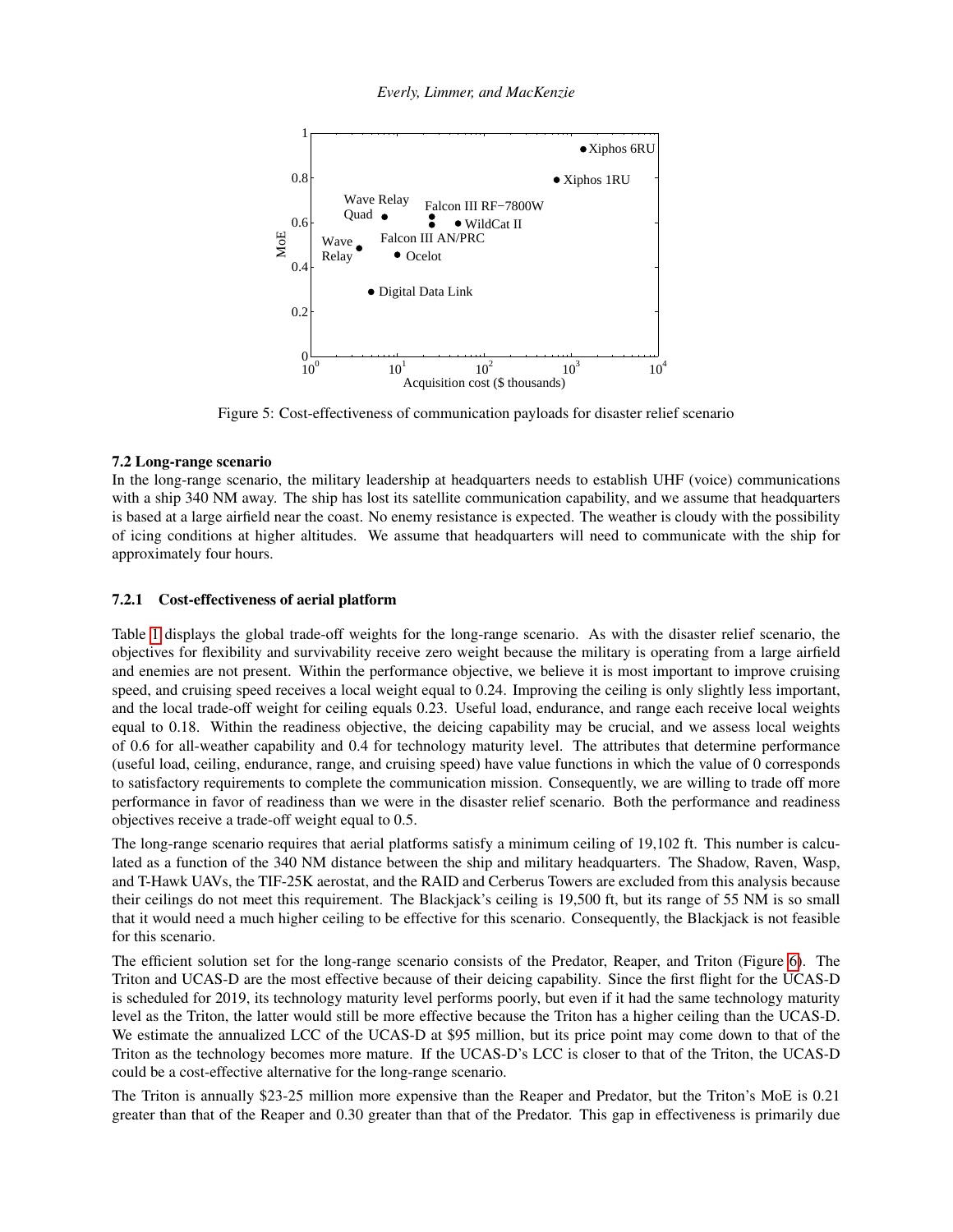Figure 5: Cost-effectiveness of communication payloads for disaster relief scenario

### 7.2 Long-range scenario

In the long-range scenario, the military leadership at headquarters needs to establish UHF (voice) communications with a ship 340 NM away. The ship has lost its satellite communication capability, and we assume that headquarters is based at a large airfield near the coast. No enemy resistance is expected. The weather is cloudy with the possibility of icing conditions at higher altitudes. We assume that headquarters will need to communicate with the ship for approximately four hours.

#### 7.2.1 Cost-effectiveness of aerial platform

Table 1 displays the global trade-off weights for the long-range scenario. As with the disaster relief scenario, the objectives for flexibility and survivability receive zero weight because the military is operating from a large airfield and enemies are not present. Within the performance objective, we believe it is most important to improve cruising speed, and cruising speed receives a local weight equal to 0.24. Improving the ceiling is only slightly less important, and the local trade-off weight for ceiling equals 0.23. Useful load, endurance, and range each receive local weights equal to 0.18. Within the readiness objective, the deicing capability may be crucial, and we assess local weights of 0.6 for all-weather capability and 0.4 for technology maturity level. The attributes that determine performance (useful load, ceiling, endurance, range, and cruising speed) have value functions in which the value of 0 corresponds to satisfactory requirements to complete the communication mission. Consequently, we are willing to trade off more performance in favor of readiness than we were in the disaster relief scenario. Both the performance and readiness objectives receive a trade-off weight equal to 0.5.

The long-range scenario requires that aerial platforms satisfy a minimum ceiling of 19,102 ft. This number is calculated as a function of the 340 NM distance between the ship and military headquarters. The Shadow, Raven, Wasp, and T-Hawk UAVs, the TIF-25K aerostat, and the RAID and Cerberus Towers are excluded from this analysis because their ceilings do not meet this requirement. The Blackjack's ceiling is 19,500 ft, but its range of 55 NM is so small that it would need a much higher ceiling to be effective for this scenario. Consequently, the Blackjack is not feasible for this scenario.

The efficient solution set for the long-range scenario consists of the Predator, Reaper, and Triton (Figure 6). The Triton and UCAS-D are the most effective because of their deicing capability. Since the first flight for the UCAS-D is scheduled for 2019, its technology maturity level performs poorly, but even if it had the same technology maturity level as the Triton, the latter would still be more effective because the Triton has a higher ceiling than the UCAS-D. We estimate the annualized LCC of the UCAS-D at $95 million, but its price point may come down to that of the Triton as the technology becomes more mature. If the UCAS-D's LCC is closer to that of the Triton, the UCAS-D could be a cost-effective alternative for the long-range scenario.

The Triton is annually $23-25 million more expensive than the Reaper and Predator, but the Triton's MoE is 0.21 greater than that of the Reaper and 0.30 greater than that of the Predator. This gap in effectiveness is primarily due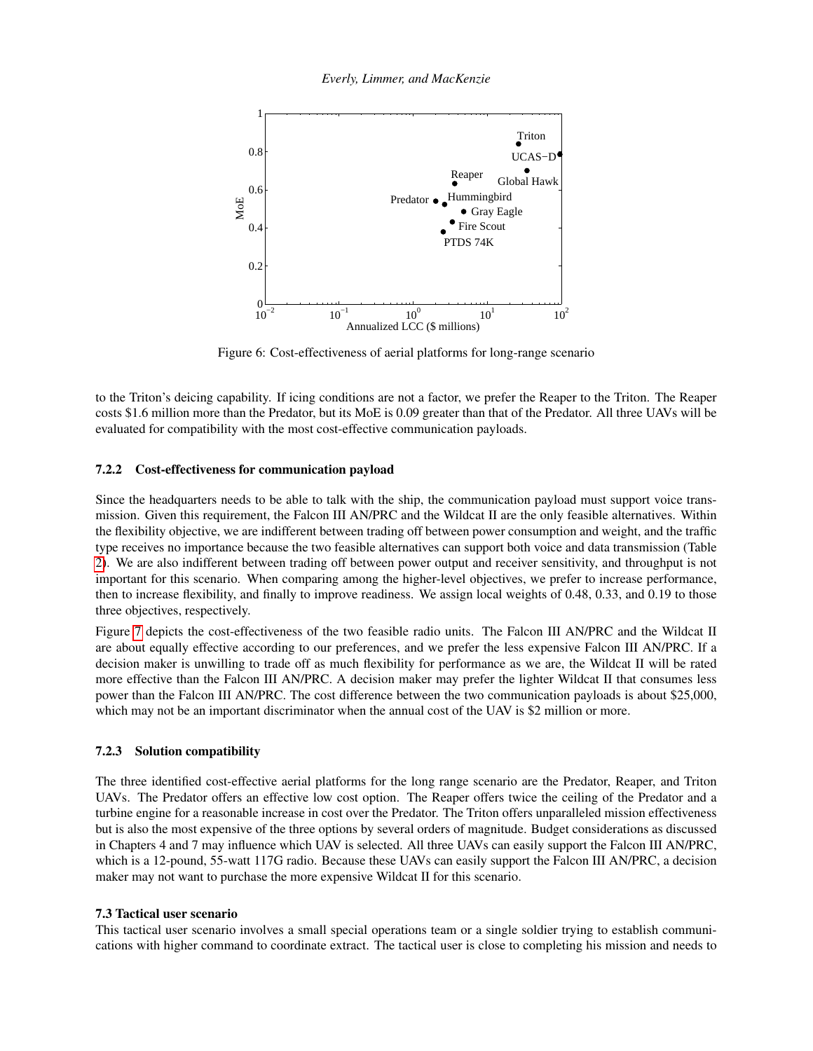Figure 6: Cost-effectiveness of aerial platforms for long-range scenario

to the Triton's deicing capability. If icing conditions are not a factor, we prefer the Reaper to the Triton. The Reaper costs $1.6 million more than the Predator, but its MoE is 0.09 greater than that of the Predator. All three UAVs will be evaluated for compatibility with the most cost-effective communication payloads.

### 7.2.2 Cost-effectiveness for communication payload

Since the headquarters needs to be able to talk with the ship, the communication payload must support voice transmission. Given this requirement, the Falcon III AN/PRC and the Wildcat II are the only feasible alternatives. Within the flexibility objective, we are indifferent between trading off between power consumption and weight, and the traffic type receives no importance because the two feasible alternatives can support both voice and data transmission (Table 2). We are also indifferent between trading off between power output and receiver sensitivity, and throughput is not important for this scenario. When comparing among the higher-level objectives, we prefer to increase performance, then to increase flexibility, and finally to improve readiness. We assign local weights of 0.48, 0.33, and 0.19 to those three objectives, respectively.

Figure 7 depicts the cost-effectiveness of the two feasible radio units. The Falcon III AN/PRC and the Wildcat II are about equally effective according to our preferences, and we prefer the less expensive Falcon III AN/PRC. If a decision maker is unwilling to trade off as much flexibility for performance as we are, the Wildcat II will be rated more effective than the Falcon III AN/PRC. A decision maker may prefer the lighter Wildcat II that consumes less power than the Falcon III AN/PRC. The cost difference between the two communication payloads is about $25,000, which may not be an important discriminator when the annual cost of the UAV is $2 million or more.

### 7.2.3 Solution compatibility

The three identified cost-effective aerial platforms for the long range scenario are the Predator, Reaper, and Triton UAVs. The Predator offers an effective low cost option. The Reaper offers twice the ceiling of the Predator and a turbine engine for a reasonable increase in cost over the Predator. The Triton offers unparalleled mission effectiveness but is also the most expensive of the three options by several orders of magnitude. Budget considerations as discussed in Chapters 4 and 7 may influence which UAV is selected. All three UAVs can easily support the Falcon III AN/PRC, which is a 12-pound, 55-watt 117G radio. Because these UAVs can easily support the Falcon III AN/PRC, a decision maker may not want to purchase the more expensive Wildcat II for this scenario.

### 7.3 Tactical user scenario

This tactical user scenario involves a small special operations team or a single soldier trying to establish communications with higher command to coordinate extract. The tactical user is close to completing his mission and needs to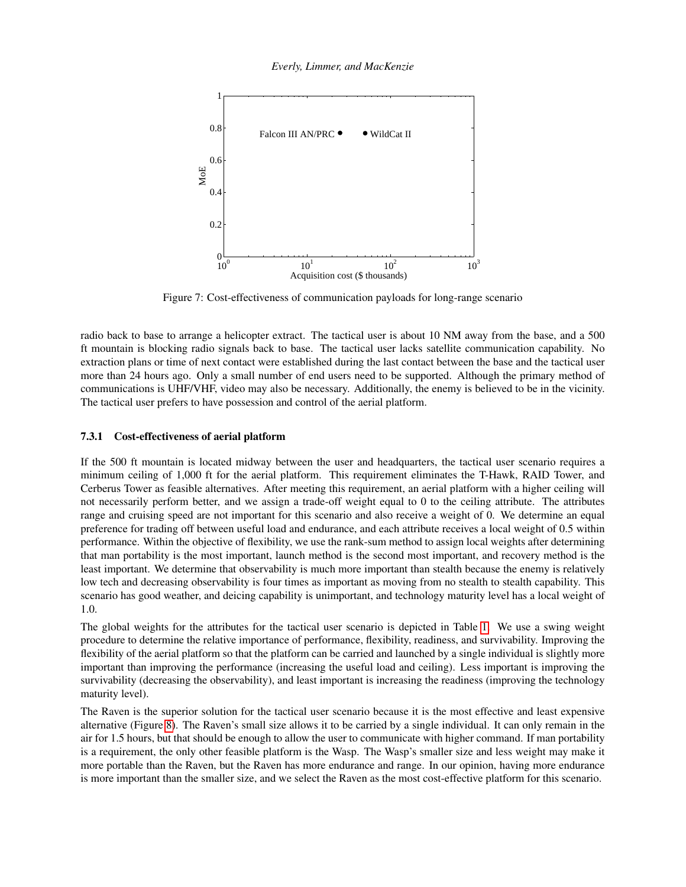Figure 7: Cost-effectiveness of communication payloads for long-range scenario

radio back to base to arrange a helicopter extract. The tactical user is about 10 NM away from the base, and a 500 ft mountain is blocking radio signals back to base. The tactical user lacks satellite communication capability. No extraction plans or time of next contact were established during the last contact between the base and the tactical user more than 24 hours ago. Only a small number of end users need to be supported. Although the primary method of communications is UHF/VHF, video may also be necessary. Additionally, the enemy is believed to be in the vicinity. The tactical user prefers to have possession and control of the aerial platform.

#### 7.3.1 Cost-effectiveness of aerial platform

If the 500 ft mountain is located midway between the user and headquarters, the tactical user scenario requires a minimum ceiling of 1,000 ft for the aerial platform. This requirement eliminates the T-Hawk, RAID Tower, and Cerberus Tower as feasible alternatives. After meeting this requirement, an aerial platform with a higher ceiling will not necessarily perform better, and we assign a trade-off weight equal to 0 to the ceiling attribute. The attributes range and cruising speed are not important for this scenario and also receive a weight of 0. We determine an equal preference for trading off between useful load and endurance, and each attribute receives a local weight of 0.5 within performance. Within the objective of flexibility, we use the rank-sum method to assign local weights after determining that man portability is the most important, launch method is the second most important, and recovery method is the least important. We determine that observability is much more important than stealth because the enemy is relatively low tech and decreasing observability is four times as important as moving from no stealth to stealth capability. This scenario has good weather, and deicing capability is unimportant, and technology maturity level has a local weight of 1.0.

The global weights for the attributes for the tactical user scenario is depicted in Table 1. We use a swing weight procedure to determine the relative importance of performance, flexibility, readiness, and survivability. Improving the flexibility of the aerial platform so that the platform can be carried and launched by a single individual is slightly more important than improving the performance (increasing the useful load and ceiling). Less important is improving the survivability (decreasing the observability), and least important is increasing the readiness (improving the technology maturity level).

The Raven is the superior solution for the tactical user scenario because it is the most effective and least expensive alternative (Figure 8). The Raven's small size allows it to be carried by a single individual. It can only remain in the air for 1.5 hours, but that should be enough to allow the user to communicate with higher command. If man portability is a requirement, the only other feasible platform is the Wasp. The Wasp's smaller size and less weight may make it more portable than the Raven, but the Raven has more endurance and range. In our opinion, having more endurance is more important than the smaller size, and we select the Raven as the most cost-effective platform for this scenario.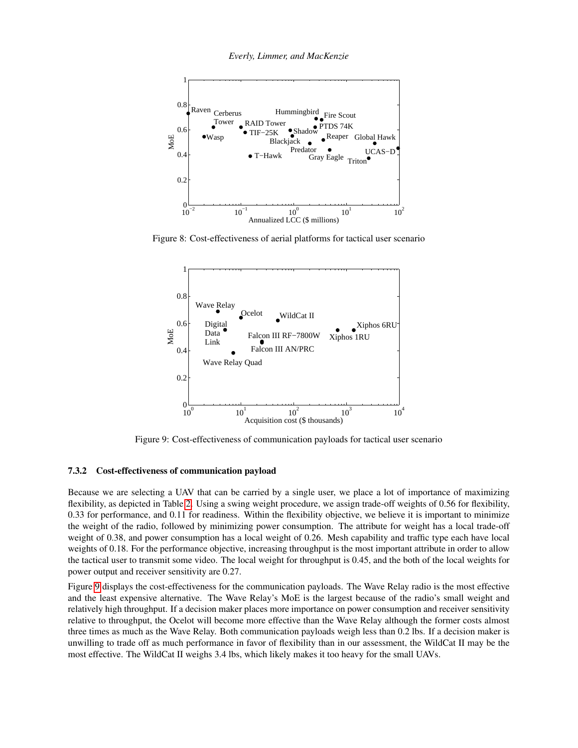Figure 8: Cost-effectiveness of aerial platforms for tactical user scenario

Figure 9: Cost-effectiveness of communication payloads for tactical user scenario

### 7.3.2 Cost-effectiveness of communication payload

Because we are selecting a UAV that can be carried by a single user, we place a lot of importance of maximizing flexibility, as depicted in Table 2. Using a swing weight procedure, we assign trade-off weights of 0.56 for flexibility, 0.33 for performance, and 0.11 for readiness. Within the flexibility objective, we believe it is important to minimize the weight of the radio, followed by minimizing power consumption. The attribute for weight has a local trade-off weight of 0.38, and power consumption has a local weight of 0.26. Mesh capability and traffic type each have local weights of 0.18. For the performance objective, increasing throughput is the most important attribute in order to allow the tactical user to transmit some video. The local weight for throughput is 0.45, and the both of the local weights for power output and receiver sensitivity are 0.27.

Figure 9 displays the cost-effectiveness for the communication payloads. The Wave Relay radio is the most effective and the least expensive alternative. The Wave Relay's MoE is the largest because of the radio's small weight and relatively high throughput. If a decision maker places more importance on power consumption and receiver sensitivity relative to throughput, the Ocelot will become more effective than the Wave Relay although the former costs almost three times as much as the Wave Relay. Both communication payloads weigh less than 0.2 lbs. If a decision maker is unwilling to trade off as much performance in favor of flexibility than in our assessment, the WildCat II may be the most effective. The WildCat II weighs 3.4 lbs, which likely makes it too heavy for the small UAVs.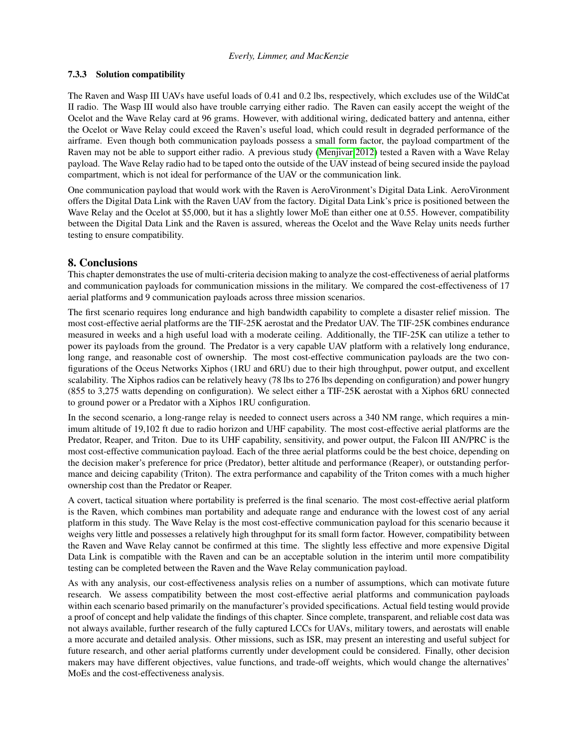### 7.3.3 Solution compatibility

The Raven and Wasp III UAVs have useful loads of 0.41 and 0.2 lbs, respectively, which excludes use of the WildCat II radio. The Wasp III would also have trouble carrying either radio. The Raven can easily accept the weight of the Ocelot and the Wave Relay card at 96 grams. However, with additional wiring, dedicated battery and antenna, either the Ocelot or Wave Relay could exceed the Raven's useful load, which could result in degraded performance of the airframe. Even though both communication payloads possess a small form factor, the payload compartment of the Raven may not be able to support either radio. A previous study (Menjivar 2012) tested a Raven with a Wave Relay payload. The Wave Relay radio had to be taped onto the outside of the UAV instead of being secured inside the payload compartment, which is not ideal for performance of the UAV or the communication link.

One communication payload that would work with the Raven is AeroVironment's Digital Data Link. AeroVironment offers the Digital Data Link with the Raven UAV from the factory. Digital Data Link's price is positioned between the Wave Relay and the Ocelot at $5,000, but it has a slightly lower MoE than either one at 0.55. However, compatibility between the Digital Data Link and the Raven is assured, whereas the Ocelot and the Wave Relay units needs further testing to ensure compatibility.

## 8. Conclusions

This chapter demonstrates the use of multi-criteria decision making to analyze the cost-effectiveness of aerial platforms and communication payloads for communication missions in the military. We compared the cost-effectiveness of 17 aerial platforms and 9 communication payloads across three mission scenarios.

The first scenario requires long endurance and high bandwidth capability to complete a disaster relief mission. The most cost-effective aerial platforms are the TIF-25K aerostat and the Predator UAV. The TIF-25K combines endurance measured in weeks and a high useful load with a moderate ceiling. Additionally, the TIF-25K can utilize a tether to power its payloads from the ground. The Predator is a very capable UAV platform with a relatively long endurance, long range, and reasonable cost of ownership. The most cost-effective communication payloads are the two configurations of the Oceus Networks Xiphos (1RU and 6RU) due to their high throughput, power output, and excellent scalability. The Xiphos radios can be relatively heavy (78 lbs to 276 lbs depending on configuration) and power hungry (855 to 3,275 watts depending on configuration). We select either a TIF-25K aerostat with a Xiphos 6RU connected to ground power or a Predator with a Xiphos 1RU configuration.

In the second scenario, a long-range relay is needed to connect users across a 340 NM range, which requires a minimum altitude of 19,102 ft due to radio horizon and UHF capability. The most cost-effective aerial platforms are the Predator, Reaper, and Triton. Due to its UHF capability, sensitivity, and power output, the Falcon III AN/PRC is the most cost-effective communication payload. Each of the three aerial platforms could be the best choice, depending on the decision maker's preference for price (Predator), better altitude and performance (Reaper), or outstanding performance and deicing capability (Triton). The extra performance and capability of the Triton comes with a much higher ownership cost than the Predator or Reaper.

A covert, tactical situation where portability is preferred is the final scenario. The most cost-effective aerial platform is the Raven, which combines man portability and adequate range and endurance with the lowest cost of any aerial platform in this study. The Wave Relay is the most cost-effective communication payload for this scenario because it weighs very little and possesses a relatively high throughput for its small form factor. However, compatibility between the Raven and Wave Relay cannot be confirmed at this time. The slightly less effective and more expensive Digital Data Link is compatible with the Raven and can be an acceptable solution in the interim until more compatibility testing can be completed between the Raven and the Wave Relay communication payload.

As with any analysis, our cost-effectiveness analysis relies on a number of assumptions, which can motivate future research. We assess compatibility between the most cost-effective aerial platforms and communication payloads within each scenario based primarily on the manufacturer's provided specifications. Actual field testing would provide a proof of concept and help validate the findings of this chapter. Since complete, transparent, and reliable cost data was not always available, further research of the fully captured LCCs for UAVs, military towers, and aerostats will enable a more accurate and detailed analysis. Other missions, such as ISR, may present an interesting and useful subject for future research, and other aerial platforms currently under development could be considered. Finally, other decision makers may have different objectives, value functions, and trade-off weights, which would change the alternatives' MoEs and the cost-effectiveness analysis.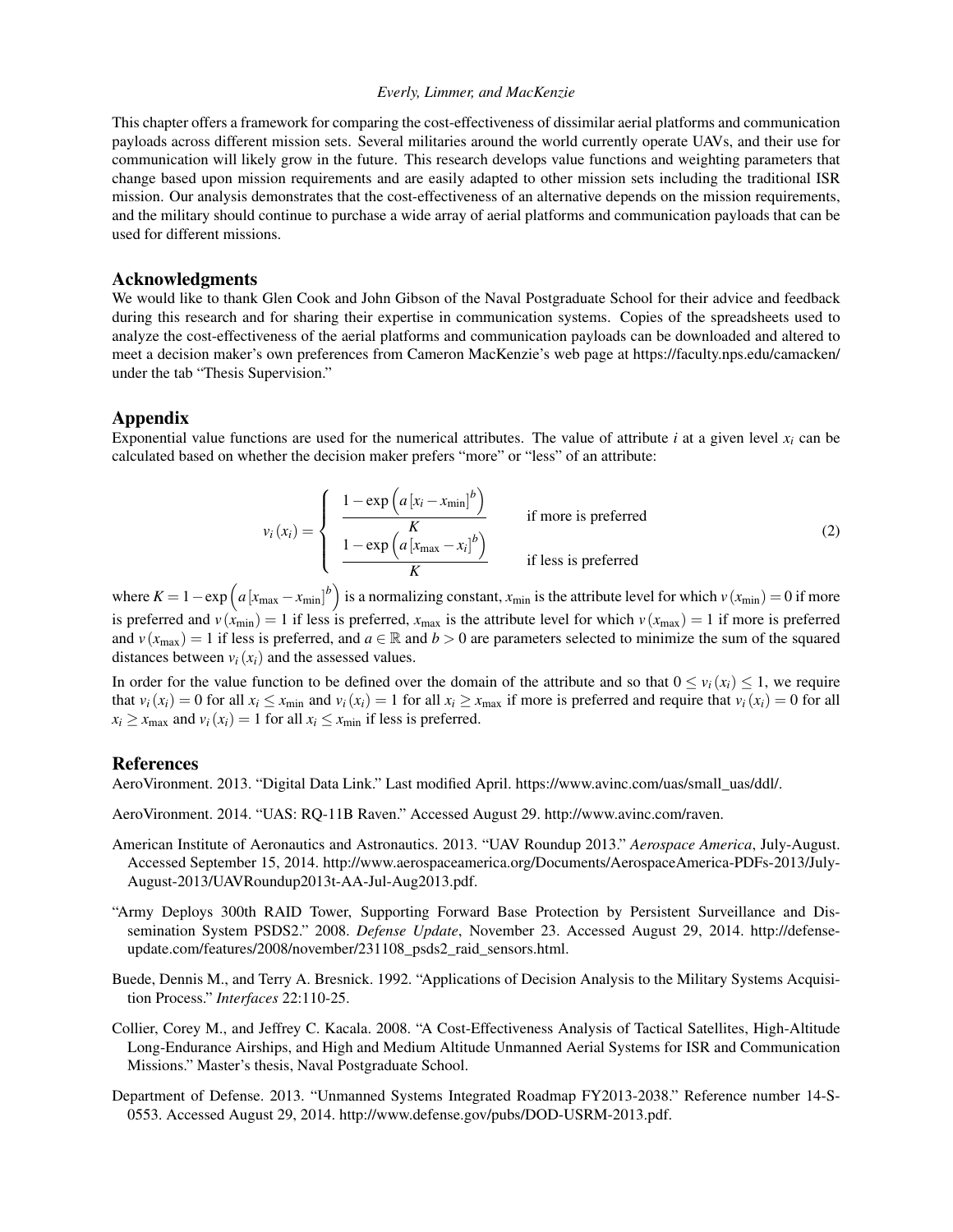This chapter offers a framework for comparing the cost-effectiveness of dissimilar aerial platforms and communication payloads across different mission sets. Several militaries around the world currently operate UAVs, and their use for communication will likely grow in the future. This research develops value functions and weighting parameters that change based upon mission requirements and are easily adapted to other mission sets including the traditional ISR mission. Our analysis demonstrates that the cost-effectiveness of an alternative depends on the mission requirements, and the military should continue to purchase a wide array of aerial platforms and communication payloads that can be used for different missions.

## Acknowledgments

We would like to thank Glen Cook and John Gibson of the Naval Postgraduate School for their advice and feedback during this research and for sharing their expertise in communication systems. Copies of the spreadsheets used to analyze the cost-effectiveness of the aerial platforms and communication payloads can be downloaded and altered to meet a decision maker's own preferences from Cameron MacKenzie's web page at https://faculty.nps.edu/camacken/ under the tab "Thesis Supervision."

## Appendix

Exponential value functions are used for the numerical attributes. The value of attribute $i$ at a given level $x_i$ can be calculated based on whether the decision maker prefers "more" or "less" of an attribute:

$$v_i(x_i) = \begin{cases} \dfrac{1-\exp\left(a\left[x_i - x_{\min}\right]^b\right)}{K} & \text{if more is preferred} \\ \dfrac{1-\exp\left(a\left[x_{\max} - x_i\right]^b\right)}{K} & \text{if less is preferred} \end{cases} \tag{2}$$

where $K = 1-\exp\left(a\left[x_{\max} - x_{\min}\right]^b\right)$ is a normalizing constant, $x_{\min}$ is the attribute level for which $v(x_{\min}) = 0$ if more is preferred and $v(x_{\min}) = 1$ if less is preferred, $x_{\max}$ is the attribute level for which $v(x_{\max}) = 1$ if more is preferred and $v(x_{\max}) = 1$ if less is preferred, and $a \in \mathbb{R}$ and $b > 0$ are parameters selected to minimize the sum of the squared distances between $v_i(x_i)$ and the assessed values.

In order for the value function to be defined over the domain of the attribute and so that $0 \leq v_i(x_i) \leq 1$, we require that $v_i(x_i) = 0$ for all $x_i \leq x_{\min}$ and $v_i(x_i) = 1$ for all $x_i \geq x_{\max}$ if more is preferred and require that $v_i(x_i) = 0$ for all $x_i \geq x_{\max}$ and $v_i(x_i) = 1$ for all $x_i \leq x_{\min}$ if less is preferred.

## References

AeroVironment. 2013. "Digital Data Link." Last modified April. https://www.avinc.com/uas/small_uas/ddl/.

AeroVironment. 2014. "UAS: RQ-11B Raven." Accessed August 29. http://www.avinc.com/raven.

American Institute of Aeronautics and Astronautics. 2013. "UAV Roundup 2013." *Aerospace America*, July-August. Accessed September 15, 2014. http://www.aerospaceamerica.org/Documents/AerospaceAmerica-PDFs-2013/July-August-2013/UAVRoundup2013t-AA-Jul-Aug2013.pdf.

"Army Deploys 300th RAID Tower, Supporting Forward Base Protection by Persistent Surveillance and Dissemination System PSDS2." 2008. *Defense Update*, November 23. Accessed August 29, 2014. http://defense-update.com/features/2008/november/231108_psds2_raid_sensors.html.

Buede, Dennis M., and Terry A. Bresnick. 1992. "Applications of Decision Analysis to the Military Systems Acquisition Process." *Interfaces* 22:110-25.

Collier, Corey M., and Jeffrey C. Kacala. 2008. "A Cost-Effectiveness Analysis of Tactical Satellites, High-Altitude Long-Endurance Airships, and High and Medium Altitude Unmanned Aerial Systems for ISR and Communication Missions." Master's thesis, Naval Postgraduate School.

Department of Defense. 2013. "Unmanned Systems Integrated Roadmap FY2013-2038." Reference number 14-S-0553. Accessed August 29, 2014. http://www.defense.gov/pubs/DOD-USRM-2013.pdf.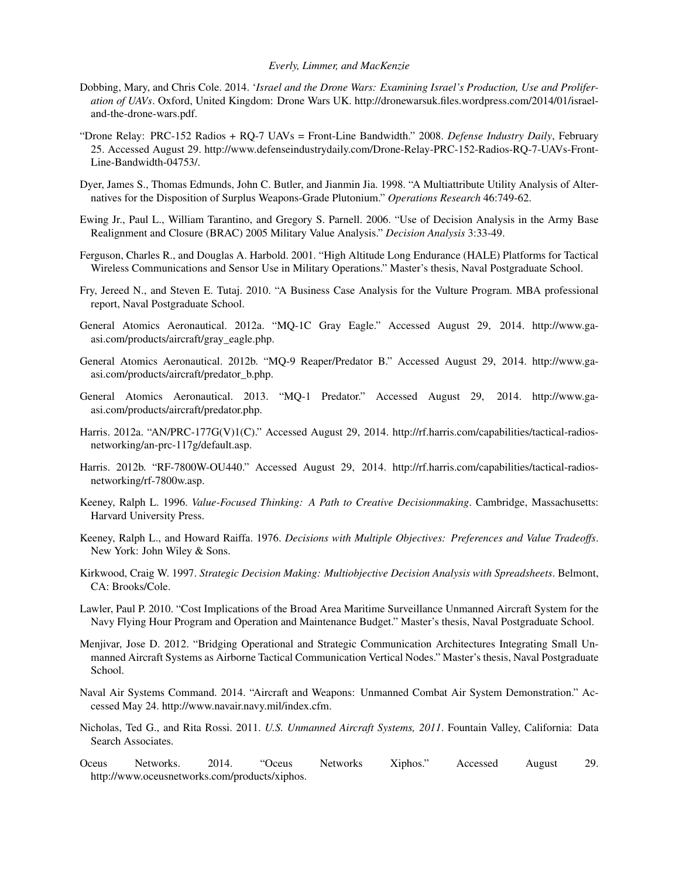Dobbing, Mary, and Chris Cole. 2014. '*Israel and the Drone Wars: Examining Israel's Production, Use and Proliferation of UAVs*. Oxford, United Kingdom: Drone Wars UK. http://dronewarsuk.files.wordpress.com/2014/01/israel-and-the-drone-wars.pdf.

"Drone Relay: PRC-152 Radios + RQ-7 UAVs = Front-Line Bandwidth." 2008. *Defense Industry Daily*, February 25. Accessed August 29. http://www.defenseindustrydaily.com/Drone-Relay-PRC-152-Radios-RQ-7-UAVs-Front-Line-Bandwidth-04753/.

Dyer, James S., Thomas Edmunds, John C. Butler, and Jianmin Jia. 1998. "A Multiattribute Utility Analysis of Alternatives for the Disposition of Surplus Weapons-Grade Plutonium." *Operations Research* 46:749-62.

Ewing Jr., Paul L., William Tarantino, and Gregory S. Parnell. 2006. "Use of Decision Analysis in the Army Base Realignment and Closure (BRAC) 2005 Military Value Analysis." *Decision Analysis* 3:33-49.

Ferguson, Charles R., and Douglas A. Harbold. 2001. "High Altitude Long Endurance (HALE) Platforms for Tactical Wireless Communications and Sensor Use in Military Operations." Master's thesis, Naval Postgraduate School.

Fry, Jereed N., and Steven E. Tutaj. 2010. "A Business Case Analysis for the Vulture Program. MBA professional report, Naval Postgraduate School.

General Atomics Aeronautical. 2012a. "MQ-1C Gray Eagle." Accessed August 29, 2014. http://www.ga-asi.com/products/aircraft/gray_eagle.php.

General Atomics Aeronautical. 2012b. "MQ-9 Reaper/Predator B." Accessed August 29, 2014. http://www.ga-asi.com/products/aircraft/predator_b.php.

General Atomics Aeronautical. 2013. "MQ-1 Predator." Accessed August 29, 2014. http://www.ga-asi.com/products/aircraft/predator.php.

Harris. 2012a. "AN/PRC-177G(V)1(C)." Accessed August 29, 2014. http://rf.harris.com/capabilities/tactical-radios-networking/an-prc-117g/default.asp.

Harris. 2012b. "RF-7800W-OU440." Accessed August 29, 2014. http://rf.harris.com/capabilities/tactical-radios-networking/rf-7800w.asp.

Keeney, Ralph L. 1996. *Value-Focused Thinking: A Path to Creative Decisionmaking*. Cambridge, Massachusetts: Harvard University Press.

Keeney, Ralph L., and Howard Raiffa. 1976. *Decisions with Multiple Objectives: Preferences and Value Tradeoffs*. New York: John Wiley & Sons.

Kirkwood, Craig W. 1997. *Strategic Decision Making: Multiobjective Decision Analysis with Spreadsheets*. Belmont, CA: Brooks/Cole.

Lawler, Paul P. 2010. "Cost Implications of the Broad Area Maritime Surveillance Unmanned Aircraft System for the Navy Flying Hour Program and Operation and Maintenance Budget." Master's thesis, Naval Postgraduate School.

Menjivar, Jose D. 2012. "Bridging Operational and Strategic Communication Architectures Integrating Small Unmanned Aircraft Systems as Airborne Tactical Communication Vertical Nodes." Master's thesis, Naval Postgraduate School.

Naval Air Systems Command. 2014. "Aircraft and Weapons: Unmanned Combat Air System Demonstration." Accessed May 24. http://www.navair.navy.mil/index.cfm.

Nicholas, Ted G., and Rita Rossi. 2011. *U.S. Unmanned Aircraft Systems, 2011*. Fountain Valley, California: Data Search Associates.

Oceus Networks. 2014. "Oceus Networks Xiphos." Accessed August 29. http://www.oceusnetworks.com/products/xiphos.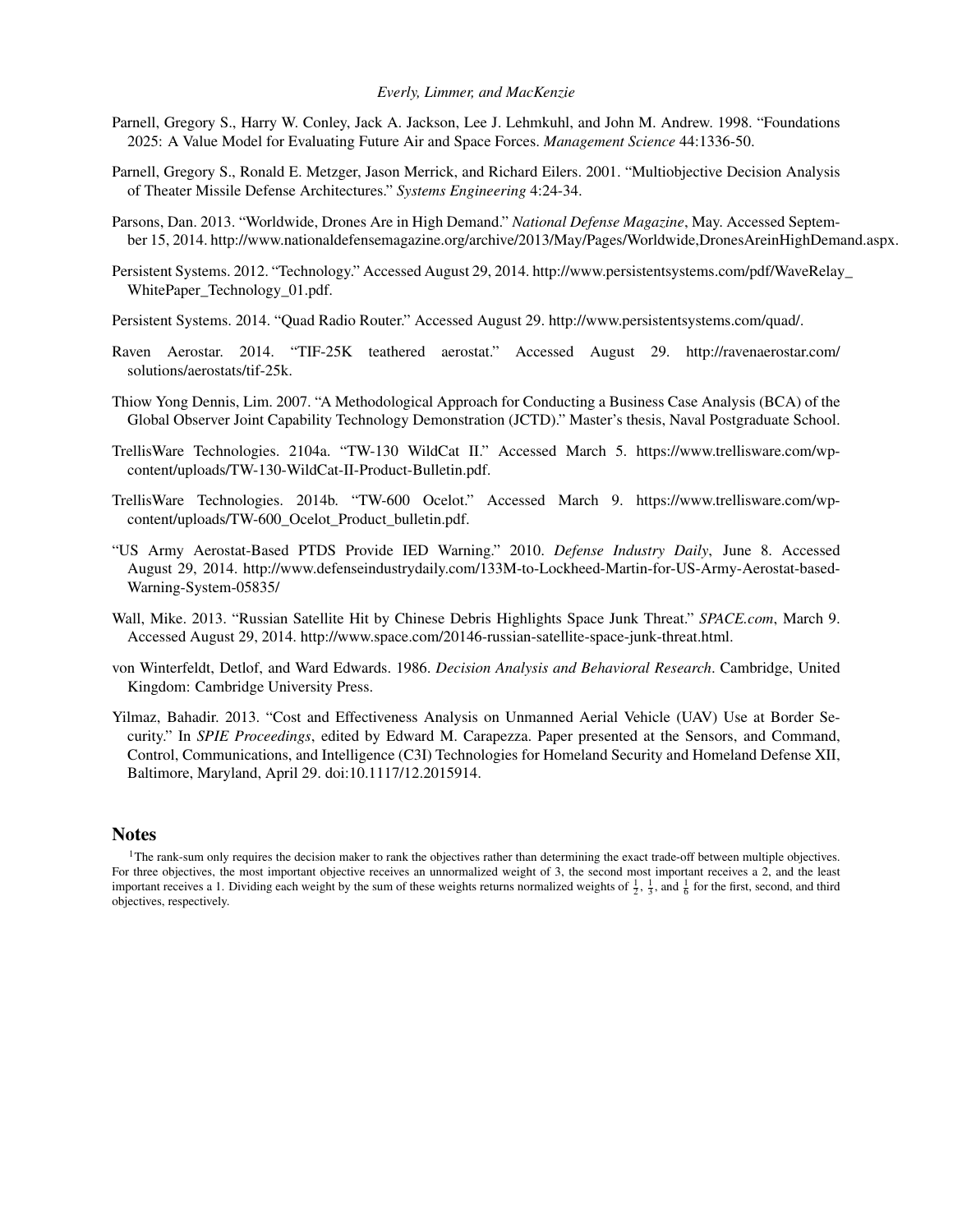Parnell, Gregory S., Harry W. Conley, Jack A. Jackson, Lee J. Lehmkuhl, and John M. Andrew. 1998. "Foundations 2025: A Value Model for Evaluating Future Air and Space Forces. *Management Science* 44:1336-50.

Parnell, Gregory S., Ronald E. Metzger, Jason Merrick, and Richard Eilers. 2001. "Multiobjective Decision Analysis of Theater Missile Defense Architectures." *Systems Engineering* 4:24-34.

Parsons, Dan. 2013. "Worldwide, Drones Are in High Demand." *National Defense Magazine*, May. Accessed September 15, 2014. http://www.nationaldefensemagazine.org/archive/2013/May/Pages/Worldwide,DronesAreinHighDemand.aspx.

Persistent Systems. 2012. "Technology." Accessed August 29, 2014. http://www.persistentsystems.com/pdf/WaveRelay_WhitePaper_Technology_01.pdf.

Persistent Systems. 2014. "Quad Radio Router." Accessed August 29. http://www.persistentsystems.com/quad/.

Raven Aerostar. 2014. "TIF-25K teathered aerostat." Accessed August 29. http://ravenaerostar.com/solutions/aerostats/tif-25k.

Thiow Yong Dennis, Lim. 2007. "A Methodological Approach for Conducting a Business Case Analysis (BCA) of the Global Observer Joint Capability Technology Demonstration (JCTD)." Master's thesis, Naval Postgraduate School.

TrellisWare Technologies. 2104a. "TW-130 WildCat II." Accessed March 5. https://www.trellisware.com/wp-content/uploads/TW-130-WildCat-II-Product-Bulletin.pdf.

TrellisWare Technologies. 2014b. "TW-600 Ocelot." Accessed March 9. https://www.trellisware.com/wp-content/uploads/TW-600_Ocelot_Product_bulletin.pdf.

"US Army Aerostat-Based PTDS Provide IED Warning." 2010. *Defense Industry Daily*, June 8. Accessed August 29, 2014. http://www.defenseindustrydaily.com/133M-to-Lockheed-Martin-for-US-Army-Aerostat-based-Warning-System-05835/

Wall, Mike. 2013. "Russian Satellite Hit by Chinese Debris Highlights Space Junk Threat." *SPACE.com*, March 9. Accessed August 29, 2014. http://www.space.com/20146-russian-satellite-space-junk-threat.html.

von Winterfeldt, Detlof, and Ward Edwards. 1986. *Decision Analysis and Behavioral Research*. Cambridge, United Kingdom: Cambridge University Press.

Yilmaz, Bahadir. 2013. "Cost and Effectiveness Analysis on Unmanned Aerial Vehicle (UAV) Use at Border Security." In *SPIE Proceedings*, edited by Edward M. Carapezza. Paper presented at the Sensors, and Command, Control, Communications, and Intelligence (C3I) Technologies for Homeland Security and Homeland Defense XII, Baltimore, Maryland, April 29. doi:10.1117/12.2015914.

## Notes

[1] The rank-sum only requires the decision maker to rank the objectives rather than determining the exact trade-off between multiple objectives. For three objectives, the most important objective receives an unnormalized weight of 3, the second most important receives a 2, and the least important receives a 1. Dividing each weight by the sum of these weights returns normalized weights of $\frac{1}{2}$, $\frac{1}{3}$, and $\frac{1}{6}$ for the first, second, and third objectives, respectively.